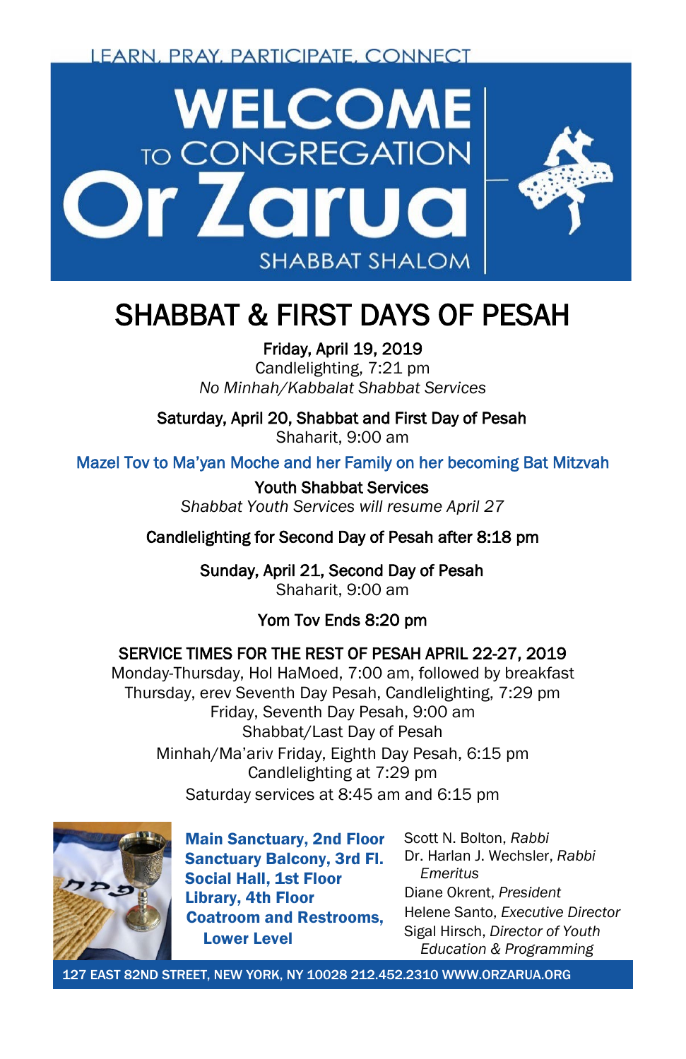LEARN. PRAY. PARTICIPATE. CONNECT

# WELCOME TO CONGREGATION Or Zarua

SHABBAT SHALOM

## SHABBAT & FIRST DAYS OF PESAH

**Friday, April 19, 2019**
Candlelighting, 7:21 pm
*No Minhah/Kabbalat Shabbat Services*

**Saturday, April 20, Shabbat and First Day of Pesah**
Shaharit, 9:00 am

**Mazel Tov to Ma'yan Moche and her Family on her becoming Bat Mitzvah**

**Youth Shabbat Services**
*Shabbat Youth Services will resume April 27*

**Candlelighting for Second Day of Pesah after 8:18 pm**

**Sunday, April 21, Second Day of Pesah**
Shaharit, 9:00 am

**Yom Tov Ends 8:20 pm**

**SERVICE TIMES FOR THE REST OF PESAH APRIL 22-27, 2019**
Monday-Thursday, Hol HaMoed, 7:00 am, followed by breakfast
Thursday, erev Seventh Day Pesah, Candlelighting, 7:29 pm
Friday, Seventh Day Pesah, 9:00 am
Shabbat/Last Day of Pesah
Minhah/Ma'ariv Friday, Eighth Day Pesah, 6:15 pm
Candlelighting at 7:29 pm
Saturday services at 8:45 am and 6:15 pm

**Main Sanctuary, 2nd Floor**
**Sanctuary Balcony, 3rd Fl.**
**Social Hall, 1st Floor**
**Library, 4th Floor**
**Coatroom and Restrooms, Lower Level**

Scott N. Bolton, *Rabbi*
Dr. Harlan J. Wechsler, *Rabbi Emeritus*
Diane Okrent, *President*
Helene Santo, *Executive Director*
Sigal Hirsch, *Director of Youth Education & Programming*

127 EAST 82ND STREET, NEW YORK, NY 10028 212.452.2310 WWW.ORZARUA.ORG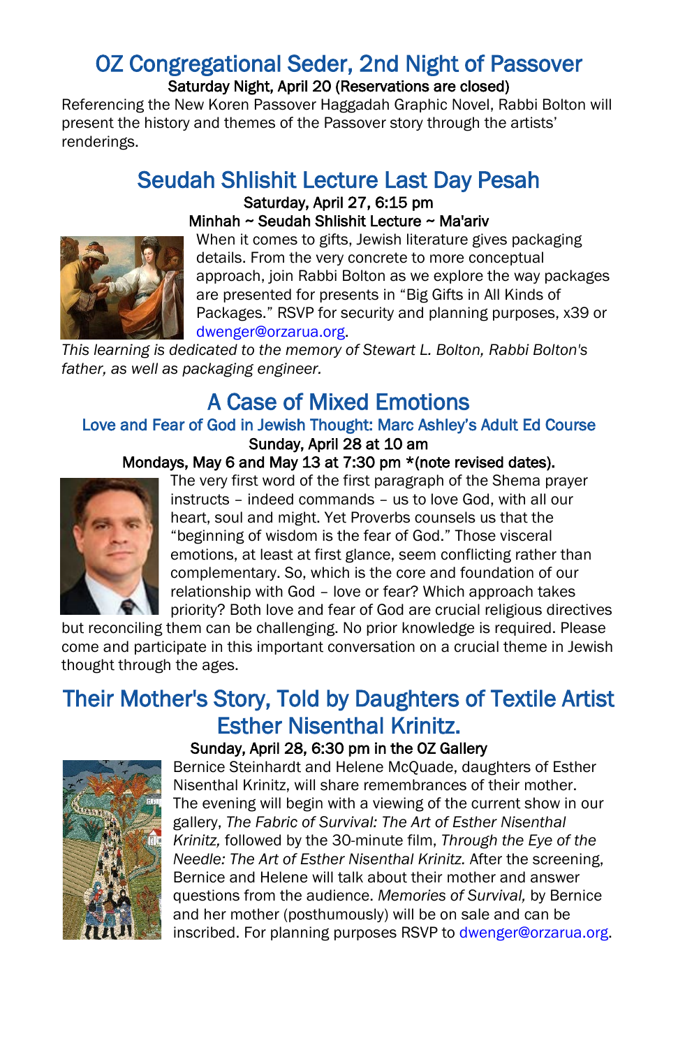## OZ Congregational Seder, 2nd Night of Passover

**Saturday Night, April 20 (Reservations are closed)**

Referencing the New Koren Passover Haggadah Graphic Novel, Rabbi Bolton will present the history and themes of the Passover story through the artists' renderings.

## Seudah Shlishit Lecture Last Day Pesah

**Saturday, April 27, 6:15 pm**

**Minhah ~ Seudah Shlishit Lecture ~ Ma'ariv**

When it comes to gifts, Jewish literature gives packaging details. From the very concrete to more conceptual approach, join Rabbi Bolton as we explore the way packages are presented for presents in "Big Gifts in All Kinds of Packages." RSVP for security and planning purposes, x39 or dwenger@orzarua.org.

*This learning is dedicated to the memory of Stewart L. Bolton, Rabbi Bolton's father, as well as packaging engineer.*

## A Case of Mixed Emotions

### Love and Fear of God in Jewish Thought: Marc Ashley's Adult Ed Course

**Sunday, April 28 at 10 am**

**Mondays, May 6 and May 13 at 7:30 pm *(note revised dates).**

The very first word of the first paragraph of the Shema prayer instructs – indeed commands – us to love God, with all our heart, soul and might. Yet Proverbs counsels us that the "beginning of wisdom is the fear of God." Those visceral emotions, at least at first glance, seem conflicting rather than complementary. So, which is the core and foundation of our relationship with God – love or fear? Which approach takes priority? Both love and fear of God are crucial religious directives but reconciling them can be challenging. No prior knowledge is required. Please come and participate in this important conversation on a crucial theme in Jewish thought through the ages.

## Their Mother's Story, Told by Daughters of Textile Artist Esther Nisenthal Krinitz.

**Sunday, April 28, 6:30 pm in the OZ Gallery**

Bernice Steinhardt and Helene McQuade, daughters of Esther Nisenthal Krinitz, will share remembrances of their mother. The evening will begin with a viewing of the current show in our gallery, *The Fabric of Survival: The Art of Esther Nisenthal Krinitz,* followed by the 30-minute film, *Through the Eye of the Needle: The Art of Esther Nisenthal Krinitz.* After the screening, Bernice and Helene will talk about their mother and answer questions from the audience. *Memories of Survival,* by Bernice and her mother (posthumously) will be on sale and can be inscribed. For planning purposes RSVP to dwenger@orzarua.org.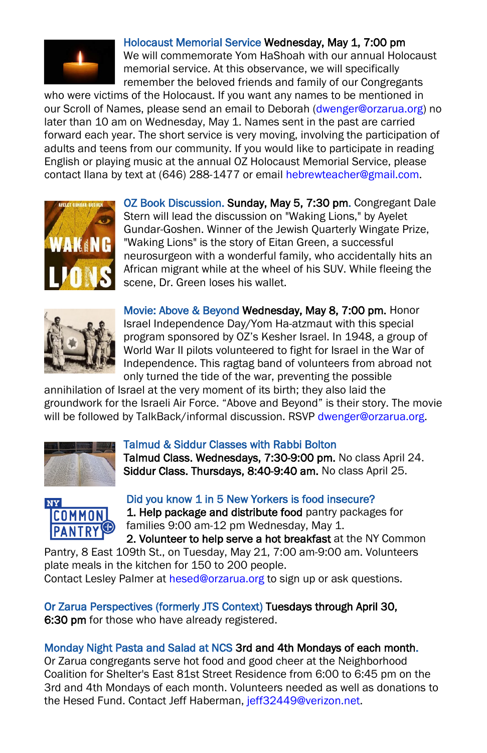**Holocaust Memorial Service Wednesday, May 1, 7:00 pm**
We will commemorate Yom HaShoah with our annual Holocaust memorial service. At this observance, we will specifically remember the beloved friends and family of our Congregants who were victims of the Holocaust. If you want any names to be mentioned in our Scroll of Names, please send an email to Deborah (dwenger@orzarua.org) no later than 10 am on Wednesday, May 1. Names sent in the past are carried forward each year. The short service is very moving, involving the participation of adults and teens from our community. If you would like to participate in reading English or playing music at the annual OZ Holocaust Memorial Service, please contact Ilana by text at (646) 288-1477 or email hebrewteacher@gmail.com.

**OZ Book Discussion. Sunday, May 5, 7:30 pm.** Congregant Dale Stern will lead the discussion on "Waking Lions," by Ayelet Gundar-Goshen. Winner of the Jewish Quarterly Wingate Prize, "Waking Lions" is the story of Eitan Green, a successful neurosurgeon with a wonderful family, who accidentally hits an African migrant while at the wheel of his SUV. While fleeing the scene, Dr. Green loses his wallet.

**Movie: Above & Beyond Wednesday, May 8, 7:00 pm.** Honor Israel Independence Day/Yom Ha-atzmaut with this special program sponsored by OZ's Kesher Israel. In 1948, a group of World War II pilots volunteered to fight for Israel in the War of Independence. This ragtag band of volunteers from abroad not only turned the tide of the war, preventing the possible annihilation of Israel at the very moment of its birth; they also laid the groundwork for the Israeli Air Force. "Above and Beyond" is their story. The movie will be followed by TalkBack/informal discussion. RSVP dwenger@orzarua.org.

**Talmud & Siddur Classes with Rabbi Bolton**
**Talmud Class. Wednesdays, 7:30-9:00 pm.** No class April 24.
**Siddur Class. Thursdays, 8:40-9:40 am.** No class April 25.

**Did you know 1 in 5 New Yorkers is food insecure?**
**1. Help package and distribute food** pantry packages for families 9:00 am-12 pm Wednesday, May 1.
**2. Volunteer to help serve a hot breakfast** at the NY Common Pantry, 8 East 109th St., on Tuesday, May 21, 7:00 am-9:00 am. Volunteers plate meals in the kitchen for 150 to 200 people.
Contact Lesley Palmer at hesed@orzarua.org to sign up or ask questions.

**Or Zarua Perspectives (formerly JTS Context) Tuesdays through April 30, 6:30 pm** for those who have already registered.

**Monday Night Pasta and Salad at NCS 3rd and 4th Mondays of each month.**
Or Zarua congregants serve hot food and good cheer at the Neighborhood Coalition for Shelter's East 81st Street Residence from 6:00 to 6:45 pm on the 3rd and 4th Mondays of each month. Volunteers needed as well as donations to the Hesed Fund. Contact Jeff Haberman, jeff32449@verizon.net.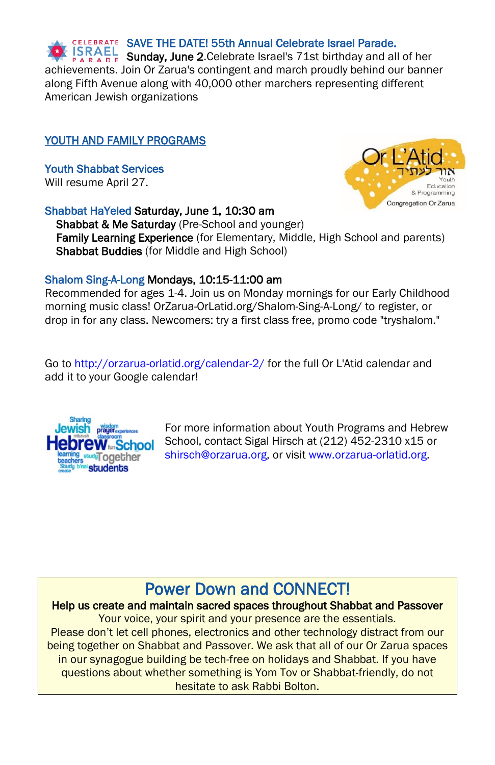**SAVE THE DATE! 55th Annual Celebrate Israel Parade.**
**Sunday, June 2**.Celebrate Israel's 71st birthday and all of her achievements. Join Or Zarua's contingent and march proudly behind our banner along Fifth Avenue along with 40,000 other marchers representing different American Jewish organizations

## YOUTH AND FAMILY PROGRAMS

**Youth Shabbat Services**
Will resume April 27.

**Shabbat HaYeled Saturday, June 1, 10:30 am**
- **Shabbat & Me Saturday** (Pre-School and younger)
- **Family Learning Experience** (for Elementary, Middle, High School and parents)
- **Shabbat Buddies** (for Middle and High School)

**Shalom Sing-A-Long Mondays, 10:15-11:00 am**
Recommended for ages 1-4. Join us on Monday mornings for our Early Childhood morning music class! OrZarua-OrLatid.org/Shalom-Sing-A-Long/ to register, or drop in for any class. Newcomers: try a first class free, promo code "tryshalom."

Go to http://orzarua-orlatid.org/calendar-2/ for the full Or L'Atid calendar and add it to your Google calendar!

For more information about Youth Programs and Hebrew School, contact Sigal Hirsch at (212) 452-2310 x15 or shirsch@orzarua.org, or visit www.orzarua-orlatid.org.

## Power Down and CONNECT!

**Help us create and maintain sacred spaces throughout Shabbat and Passover**
Your voice, your spirit and your presence are the essentials.
Please don't let cell phones, electronics and other technology distract from our being together on Shabbat and Passover. We ask that all of our Or Zarua spaces in our synagogue building be tech-free on holidays and Shabbat. If you have questions about whether something is Yom Tov or Shabbat-friendly, do not hesitate to ask Rabbi Bolton.